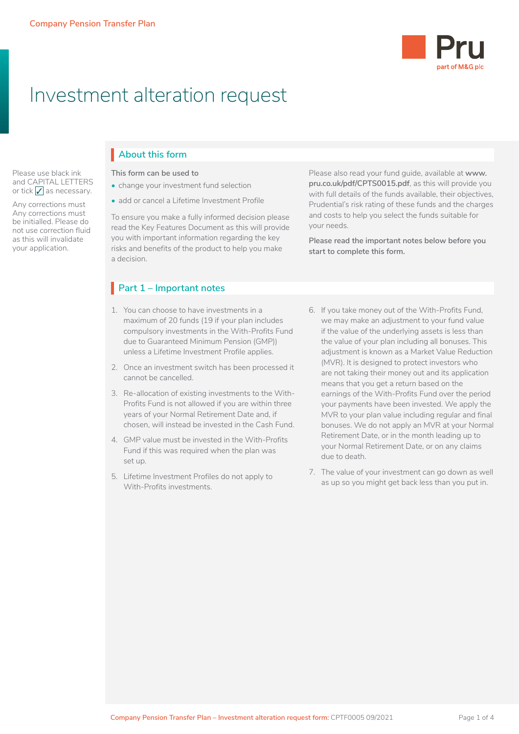Company Pension Transfer Plan

# Investment alteration request

Please use black ink and CAPITAL LETTERS or tick ✓ as necessary.

Any corrections must Any corrections must be initialled. Please do not use correction fluid as this will invalidate your application.

## About this form

This form can be used to

- change your investment fund selection
- add or cancel a Lifetime Investment Profile

To ensure you make a fully informed decision please read the Key Features Document as this will provide you with important information regarding the key risks and benefits of the product to help you make a decision.

Please also read your fund guide, available at **www.pru.co.uk/pdf/CPTS0015.pdf**, as this will provide you with full details of the funds available, their objectives, Prudential's risk rating of these funds and the charges and costs to help you select the funds suitable for your needs.

**Please read the important notes below before you start to complete this form.**

## Part 1 – Important notes

1. You can choose to have investments in a maximum of 20 funds (19 if your plan includes compulsory investments in the With-Profits Fund due to Guaranteed Minimum Pension (GMP)) unless a Lifetime Investment Profile applies.
2. Once an investment switch has been processed it cannot be cancelled.
3. Re-allocation of existing investments to the With-Profits Fund is not allowed if you are within three years of your Normal Retirement Date and, if chosen, will instead be invested in the Cash Fund.
4. GMP value must be invested in the With-Profits Fund if this was required when the plan was set up.
5. Lifetime Investment Profiles do not apply to With-Profits investments.
6. If you take money out of the With-Profits Fund, we may make an adjustment to your fund value if the value of the underlying assets is less than the value of your plan including all bonuses. This adjustment is known as a Market Value Reduction (MVR). It is designed to protect investors who are not taking their money out and its application means that you get a return based on the earnings of the With-Profits Fund over the period your payments have been invested. We apply the MVR to your plan value including regular and final bonuses. We do not apply an MVR at your Normal Retirement Date, or in the month leading up to your Normal Retirement Date, or on any claims due to death.
7. The value of your investment can go down as well as up so you might get back less than you put in.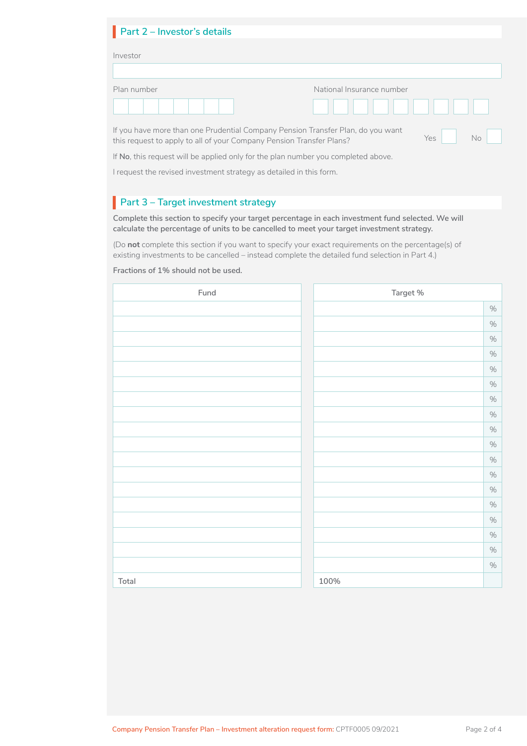## Part 2 – Investor's details

Investor

| |
|---|
| |

Plan number

| | | | | | | | |
|---|---|---|---|---|---|---|---|
| | | | | | | | |

National Insurance number

| | | | | | | | | |
|---|---|---|---|---|---|---|---|---|
| | | | | | | | | |

If you have more than one Prudential Company Pension Transfer Plan, do you want this request to apply to all of your Company Pension Transfer Plans? Yes ☐ No ☐

If **No**, this request will be applied only for the plan number you completed above.

I request the revised investment strategy as detailed in this form.

## Part 3 – Target investment strategy

**Complete this section to specify your target percentage in each investment fund selected. We will calculate the percentage of units to be cancelled to meet your target investment strategy.**

(Do **not** complete this section if you want to specify your exact requirements on the percentage(s) of existing investments to be cancelled – instead complete the detailed fund selection in Part 4.)

**Fractions of 1% should not be used.**

| Fund | Target % | |
|---|---|---|
| | | % |
| | | % |
| | | % |
| | | % |
| | | % |
| | | % |
| | | % |
| | | % |
| | | % |
| | | % |
| | | % |
| | | % |
| | | % |
| | | % |
| | | % |
| | | % |
| | | % |
| | | % |
| Total | 100% | |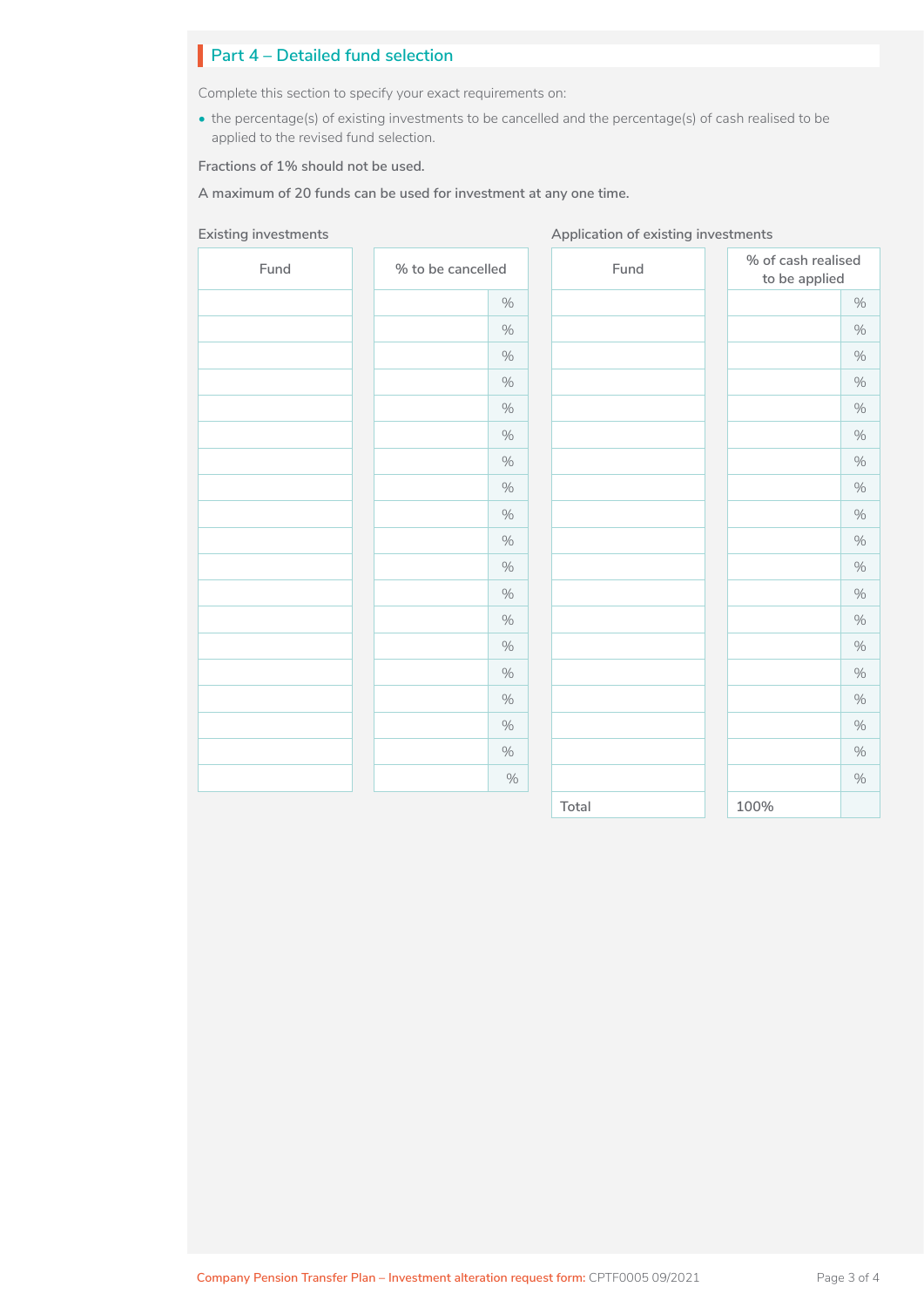## Part 4 – Detailed fund selection

Complete this section to specify your exact requirements on:

- the percentage(s) of existing investments to be cancelled and the percentage(s) of cash realised to be applied to the revised fund selection.

**Fractions of 1% should not be used.**

**A maximum of 20 funds can be used for investment at any one time.**

Existing investments

| Fund | % to be cancelled | |
|---|---|---|
| | | % |
| | | % |
| | | % |
| | | % |
| | | % |
| | | % |
| | | % |
| | | % |
| | | % |
| | | % |
| | | % |
| | | % |
| | | % |
| | | % |
| | | % |
| | | % |
| | | % |
| | | % |
| | | % |

Application of existing investments

| Fund | % of cash realised to be applied | |
|---|---|---|
| | | % |
| | | % |
| | | % |
| | | % |
| | | % |
| | | % |
| | | % |
| | | % |
| | | % |
| | | % |
| | | % |
| | | % |
| | | % |
| | | % |
| | | % |
| | | % |
| | | % |
| | | % |
| | | % |
| Total | 100% | |

Company Pension Transfer Plan – Investment alteration request form: CPTF0005 09/2021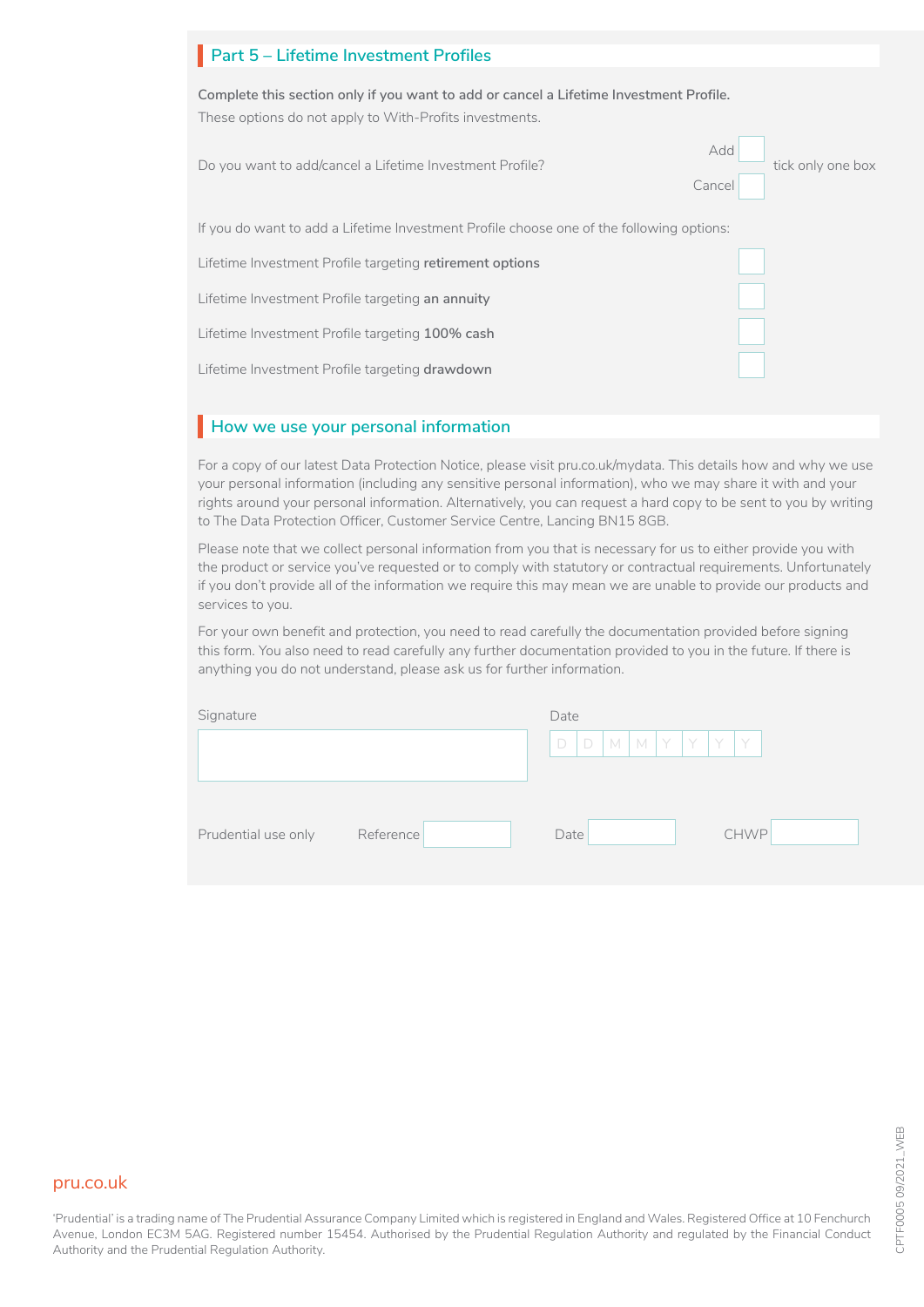## Part 5 – Lifetime Investment Profiles

**Complete this section only if you want to add or cancel a Lifetime Investment Profile.**

These options do not apply to With-Profits investments.

Do you want to add/cancel a Lifetime Investment Profile?

Add ☐
Cancel ☐
tick only one box

If you do want to add a Lifetime Investment Profile choose one of the following options:

Lifetime Investment Profile targeting **retirement options** ☐

Lifetime Investment Profile targeting **an annuity** ☐

Lifetime Investment Profile targeting **100% cash** ☐

Lifetime Investment Profile targeting **drawdown** ☐

## How we use your personal information

For a copy of our latest Data Protection Notice, please visit pru.co.uk/mydata. This details how and why we use your personal information (including any sensitive personal information), who we may share it with and your rights around your personal information. Alternatively, you can request a hard copy to be sent to you by writing to The Data Protection Officer, Customer Service Centre, Lancing BN15 8GB.

Please note that we collect personal information from you that is necessary for us to either provide you with the product or service you've requested or to comply with statutory or contractual requirements. Unfortunately if you don't provide all of the information we require this may mean we are unable to provide our products and services to you.

For your own benefit and protection, you need to read carefully the documentation provided before signing this form. You also need to read carefully any further documentation provided to you in the future. If there is anything you do not understand, please ask us for further information.

Signature

Date D D M M Y Y Y Y

Prudential use only    Reference    Date    CHWP

pru.co.uk

'Prudential' is a trading name of The Prudential Assurance Company Limited which is registered in England and Wales. Registered Office at 10 Fenchurch Avenue, London EC3M 5AG. Registered number 15454. Authorised by the Prudential Regulation Authority and regulated by the Financial Conduct Authority and the Prudential Regulation Authority.

CPTF0005 09/2021_WEB